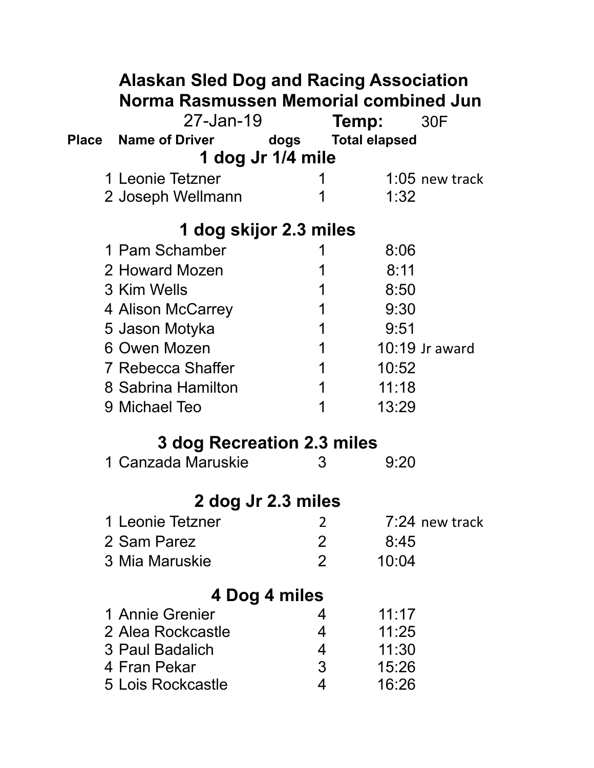# Alaskan Sled Dog and Racing Association

## Norma Rasmussen Memorial combined Jun

27-Jan-19 **Temp:** 30F

| **Place** | **Name of Driver** | **dogs** | **Total elapsed** | |
|---|---|---|---|---|
| | **1 dog Jr 1/4 mile** | | | |
| 1 | Leonie Tetzner | 1 | 1:05 | new track |
| 2 | Joseph Wellmann | 1 | 1:32 | |
| | **1 dog skijor 2.3 miles** | | | |
| 1 | Pam Schamber | 1 | 8:06 | |
| 2 | Howard Mozen | 1 | 8:11 | |
| 3 | Kim Wells | 1 | 8:50 | |
| 4 | Alison McCarrey | 1 | 9:30 | |
| 5 | Jason Motyka | 1 | 9:51 | |
| 6 | Owen Mozen | 1 | 10:19 | Jr award |
| 7 | Rebecca Shaffer | 1 | 10:52 | |
| 8 | Sabrina Hamilton | 1 | 11:18 | |
| 9 | Michael Teo | 1 | 13:29 | |
| | **3 dog Recreation 2.3 miles** | | | |
| 1 | Canzada Maruskie | 3 | 9:20 | |
| | **2 dog Jr 2.3 miles** | | | |
| 1 | Leonie Tetzner | 2 | 7:24 | new track |
| 2 | Sam Parez | 2 | 8:45 | |
| 3 | Mia Maruskie | 2 | 10:04 | |
| | **4 Dog 4 miles** | | | |
| 1 | Annie Grenier | 4 | 11:17 | |
| 2 | Alea Rockcastle | 4 | 11:25 | |
| 3 | Paul Badalich | 4 | 11:30 | |
| 4 | Fran Pekar | 3 | 15:26 | |
| 5 | Lois Rockcastle | 4 | 16:26 | |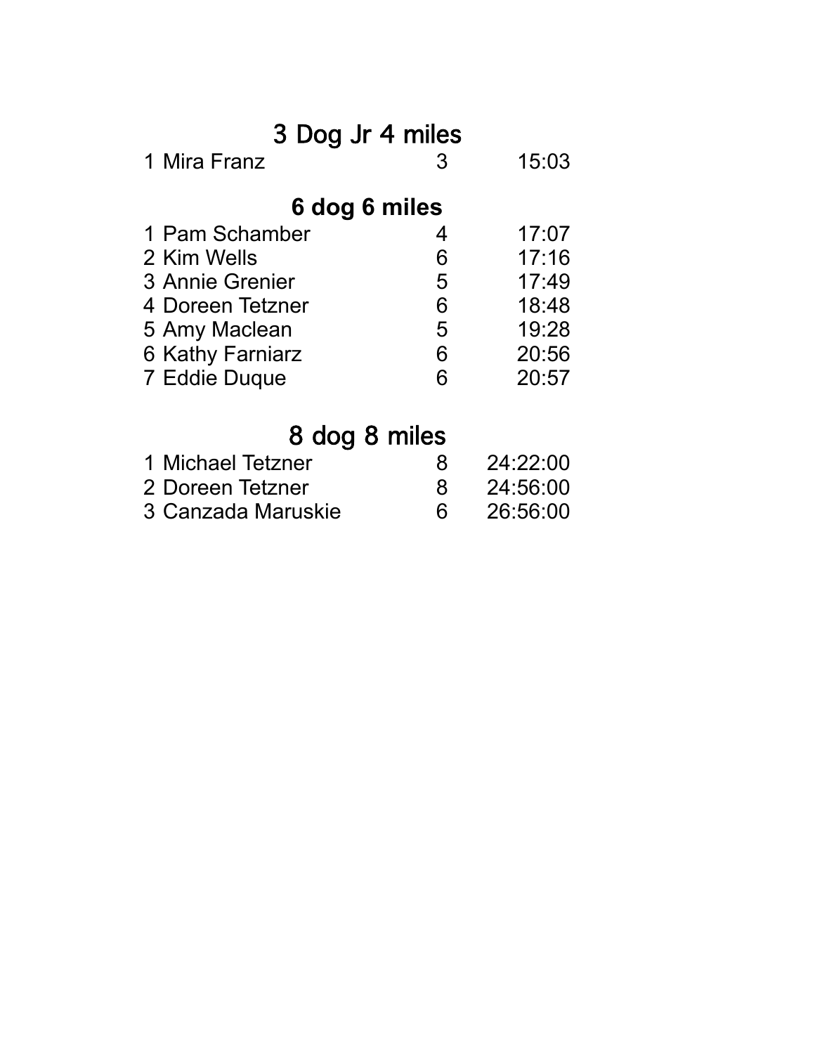## 3 Dog Jr 4 miles

| | | | |
|---|---|---|---|
| 1 | Mira Franz | 3 | 15:03 |

## 6 dog 6 miles

| | | | |
|---|---|---|---|
| 1 | Pam Schamber | 4 | 17:07 |
| 2 | Kim Wells | 6 | 17:16 |
| 3 | Annie Grenier | 5 | 17:49 |
| 4 | Doreen Tetzner | 6 | 18:48 |
| 5 | Amy Maclean | 5 | 19:28 |
| 6 | Kathy Farniarz | 6 | 20:56 |
| 7 | Eddie Duque | 6 | 20:57 |

## 8 dog 8 miles

| | | | |
|---|---|---|---|
| 1 | Michael Tetzner | 8 | 24:22:00 |
| 2 | Doreen Tetzner | 8 | 24:56:00 |
| 3 | Canzada Maruskie | 6 | 26:56:00 |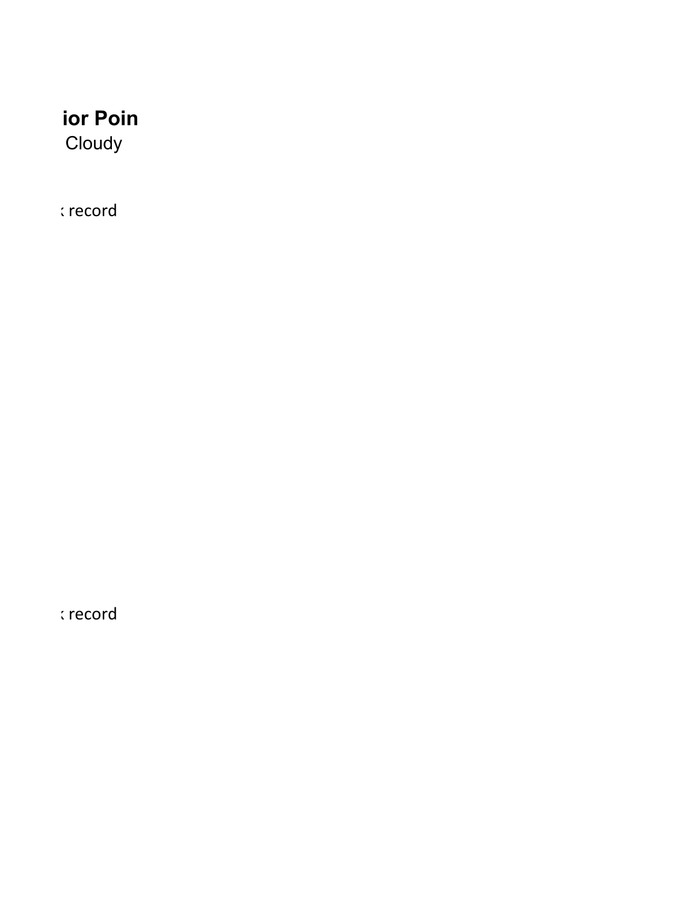**ior Poin**

Cloudy

: record

: record